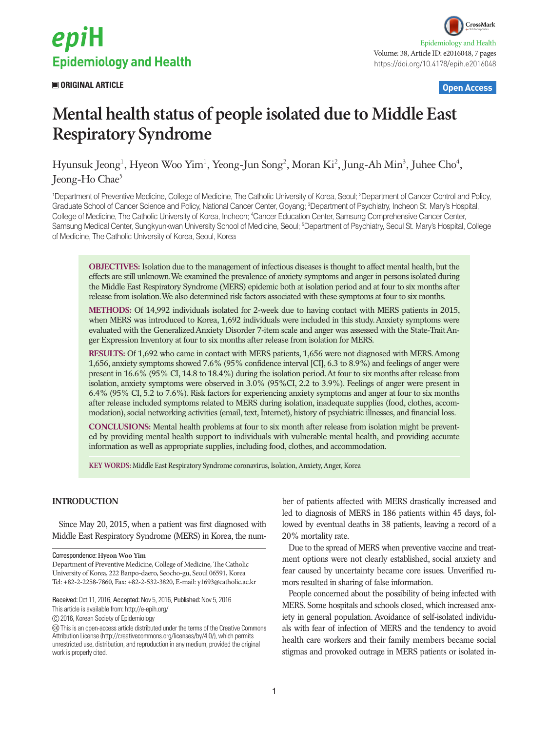**ORIGINAL ARTICLE**

# Mental health status of people isolated due to Middle East Respiratory Syndrome

Hyunsuk Jeong[1], Hyeon Woo Yim[1], Yeong-Jun Song[2], Moran Ki[2], Jung-Ah Min[3], Juhee Cho[4], Jeong-Ho Chae[5]

[1]Department of Preventive Medicine, College of Medicine, The Catholic University of Korea, Seoul; [2]Department of Cancer Control and Policy, Graduate School of Cancer Science and Policy, National Cancer Center, Goyang; [3]Department of Psychiatry, Incheon St. Mary's Hospital, College of Medicine, The Catholic University of Korea, Incheon; [4]Cancer Education Center, Samsung Comprehensive Cancer Center, Samsung Medical Center, Sungkyunkwan University School of Medicine, Seoul; [5]Department of Psychiatry, Seoul St. Mary's Hospital, College of Medicine, The Catholic University of Korea, Seoul, Korea

**OBJECTIVES:** Isolation due to the management of infectious diseases is thought to affect mental health, but the effects are still unknown. We examined the prevalence of anxiety symptoms and anger in persons isolated during the Middle East Respiratory Syndrome (MERS) epidemic both at isolation period and at four to six months after release from isolation. We also determined risk factors associated with these symptoms at four to six months.

**METHODS:** Of 14,992 individuals isolated for 2-week due to having contact with MERS patients in 2015, when MERS was introduced to Korea, 1,692 individuals were included in this study. Anxiety symptoms were evaluated with the Generalized Anxiety Disorder 7-item scale and anger was assessed with the State-Trait Anger Expression Inventory at four to six months after release from isolation for MERS.

**RESULTS:** Of 1,692 who came in contact with MERS patients, 1,656 were not diagnosed with MERS. Among 1,656, anxiety symptoms showed 7.6% (95% confidence interval [CI], 6.3 to 8.9%) and feelings of anger were present in 16.6% (95% CI, 14.8 to 18.4%) during the isolation period. At four to six months after release from isolation, anxiety symptoms were observed in 3.0% (95%CI, 2.2 to 3.9%). Feelings of anger were present in 6.4% (95% CI, 5.2 to 7.6%). Risk factors for experiencing anxiety symptoms and anger at four to six months after release included symptoms related to MERS during isolation, inadequate supplies (food, clothes, accommodation), social networking activities (email, text, Internet), history of psychiatric illnesses, and financial loss.

**CONCLUSIONS:** Mental health problems at four to six month after release from isolation might be prevented by providing mental health support to individuals with vulnerable mental health, and providing accurate information as well as appropriate supplies, including food, clothes, and accommodation.

**KEY WORDS:** Middle East Respiratory Syndrome coronavirus, Isolation, Anxiety, Anger, Korea

Correspondence: **Hyeon Woo Yim**
Department of Preventive Medicine, College of Medicine, The Catholic University of Korea, 222 Banpo-daero, Seocho-gu, Seoul 06591, Korea
Tel: +82-2-2258-7860, Fax: +82-2-532-3820, E-mail: y1693@catholic.ac.kr

Received: Oct 11, 2016, Accepted: Nov 5, 2016, Published: Nov 5, 2016
This article is available from: http://e-epih.org/

© 2016, Korean Society of Epidemiology

This is an open-access article distributed under the terms of the Creative Commons Attribution License (http://creativecommons.org/licenses/by/4.0/), which permits unrestricted use, distribution, and reproduction in any medium, provided the original work is properly cited.

## INTRODUCTION

Since May 20, 2015, when a patient was first diagnosed with Middle East Respiratory Syndrome (MERS) in Korea, the number of patients affected with MERS drastically increased and led to diagnosis of MERS in 186 patients within 45 days, followed by eventual deaths in 38 patients, leaving a record of a 20% mortality rate.

Due to the spread of MERS when preventive vaccine and treatment options were not clearly established, social anxiety and fear caused by uncertainty became core issues. Unverified rumors resulted in sharing of false information.

People concerned about the possibility of being infected with MERS. Some hospitals and schools closed, which increased anxiety in general population. Avoidance of self-isolated individuals with fear of infection of MERS and the tendency to avoid health care workers and their family members became social stigmas and provoked outrage in MERS patients or isolated in-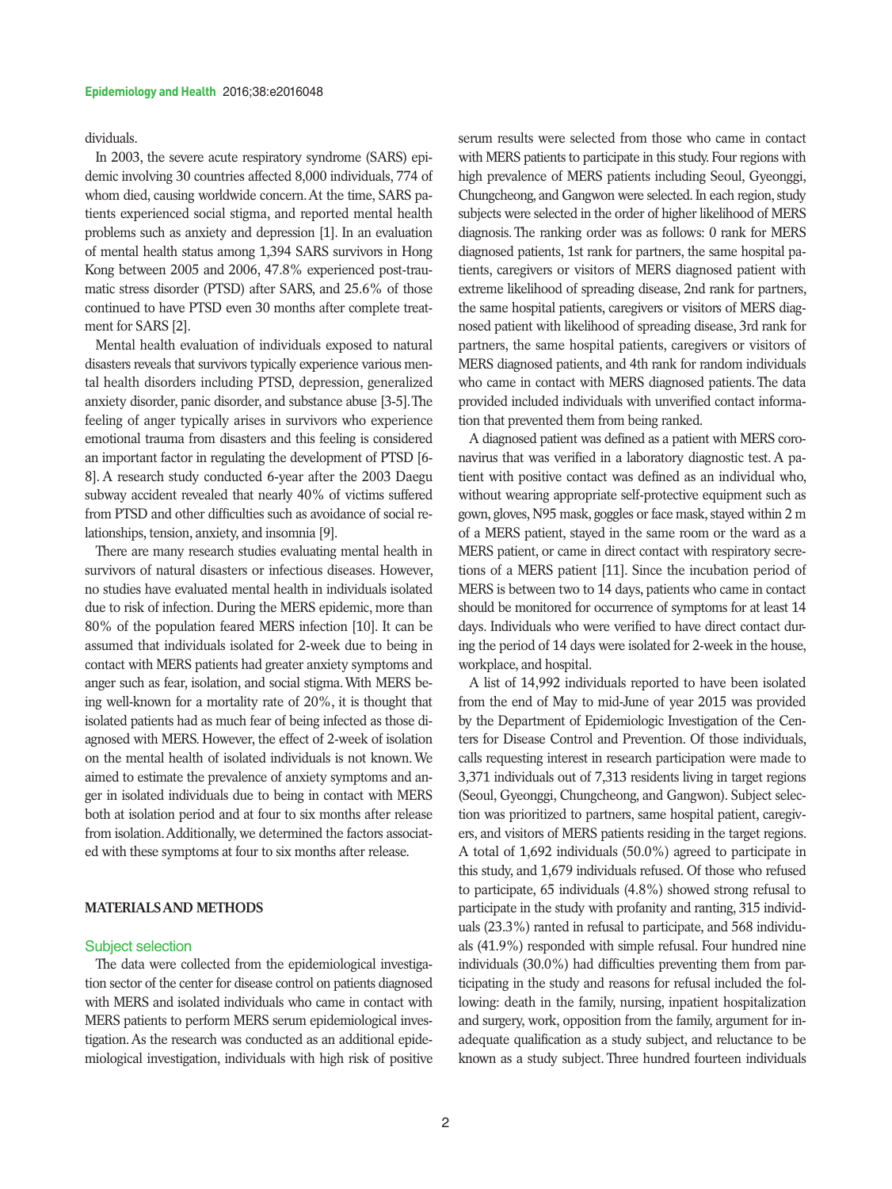dividuals.

In 2003, the severe acute respiratory syndrome (SARS) epidemic involving 30 countries affected 8,000 individuals, 774 of whom died, causing worldwide concern. At the time, SARS patients experienced social stigma, and reported mental health problems such as anxiety and depression [1]. In an evaluation of mental health status among 1,394 SARS survivors in Hong Kong between 2005 and 2006, 47.8% experienced post-traumatic stress disorder (PTSD) after SARS, and 25.6% of those continued to have PTSD even 30 months after complete treatment for SARS [2].

Mental health evaluation of individuals exposed to natural disasters reveals that survivors typically experience various mental health disorders including PTSD, depression, generalized anxiety disorder, panic disorder, and substance abuse [3-5]. The feeling of anger typically arises in survivors who experience emotional trauma from disasters and this feeling is considered an important factor in regulating the development of PTSD [6-8]. A research study conducted 6-year after the 2003 Daegu subway accident revealed that nearly 40% of victims suffered from PTSD and other difficulties such as avoidance of social relationships, tension, anxiety, and insomnia [9].

There are many research studies evaluating mental health in survivors of natural disasters or infectious diseases. However, no studies have evaluated mental health in individuals isolated due to risk of infection. During the MERS epidemic, more than 80% of the population feared MERS infection [10]. It can be assumed that individuals isolated for 2-week due to being in contact with MERS patients had greater anxiety symptoms and anger such as fear, isolation, and social stigma. With MERS being well-known for a mortality rate of 20%, it is thought that isolated patients had as much fear of being infected as those diagnosed with MERS. However, the effect of 2-week of isolation on the mental health of isolated individuals is not known. We aimed to estimate the prevalence of anxiety symptoms and anger in isolated individuals due to being in contact with MERS both at isolation period and at four to six months after release from isolation. Additionally, we determined the factors associated with these symptoms at four to six months after release.

## MATERIALS AND METHODS

### Subject selection

The data were collected from the epidemiological investigation sector of the center for disease control on patients diagnosed with MERS and isolated individuals who came in contact with MERS patients to perform MERS serum epidemiological investigation. As the research was conducted as an additional epidemiological investigation, individuals with high risk of positive serum results were selected from those who came in contact with MERS patients to participate in this study. Four regions with high prevalence of MERS patients including Seoul, Gyeonggi, Chungcheong, and Gangwon were selected. In each region, study subjects were selected in the order of higher likelihood of MERS diagnosis. The ranking order was as follows: 0 rank for MERS diagnosed patients, 1st rank for partners, the same hospital patients, caregivers or visitors of MERS diagnosed patient with extreme likelihood of spreading disease, 2nd rank for partners, the same hospital patients, caregivers or visitors of MERS diagnosed patient with likelihood of spreading disease, 3rd rank for partners, the same hospital patients, caregivers or visitors of MERS diagnosed patients, and 4th rank for random individuals who came in contact with MERS diagnosed patients. The data provided included individuals with unverified contact information that prevented them from being ranked.

A diagnosed patient was defined as a patient with MERS coronavirus that was verified in a laboratory diagnostic test. A patient with positive contact was defined as an individual who, without wearing appropriate self-protective equipment such as gown, gloves, N95 mask, goggles or face mask, stayed within 2 m of a MERS patient, stayed in the same room or the ward as a MERS patient, or came in direct contact with respiratory secretions of a MERS patient [11]. Since the incubation period of MERS is between two to 14 days, patients who came in contact should be monitored for occurrence of symptoms for at least 14 days. Individuals who were verified to have direct contact during the period of 14 days were isolated for 2-week in the house, workplace, and hospital.

A list of 14,992 individuals reported to have been isolated from the end of May to mid-June of year 2015 was provided by the Department of Epidemiologic Investigation of the Centers for Disease Control and Prevention. Of those individuals, calls requesting interest in research participation were made to 3,371 individuals out of 7,313 residents living in target regions (Seoul, Gyeonggi, Chungcheong, and Gangwon). Subject selection was prioritized to partners, same hospital patient, caregivers, and visitors of MERS patients residing in the target regions. A total of 1,692 individuals (50.0%) agreed to participate in this study, and 1,679 individuals refused. Of those who refused to participate, 65 individuals (4.8%) showed strong refusal to participate in the study with profanity and ranting, 315 individuals (23.3%) ranted in refusal to participate, and 568 individuals (41.9%) responded with simple refusal. Four hundred nine individuals (30.0%) had difficulties preventing them from participating in the study and reasons for refusal included the following: death in the family, nursing, inpatient hospitalization and surgery, work, opposition from the family, argument for inadequate qualification as a study subject, and reluctance to be known as a study subject. Three hundred fourteen individuals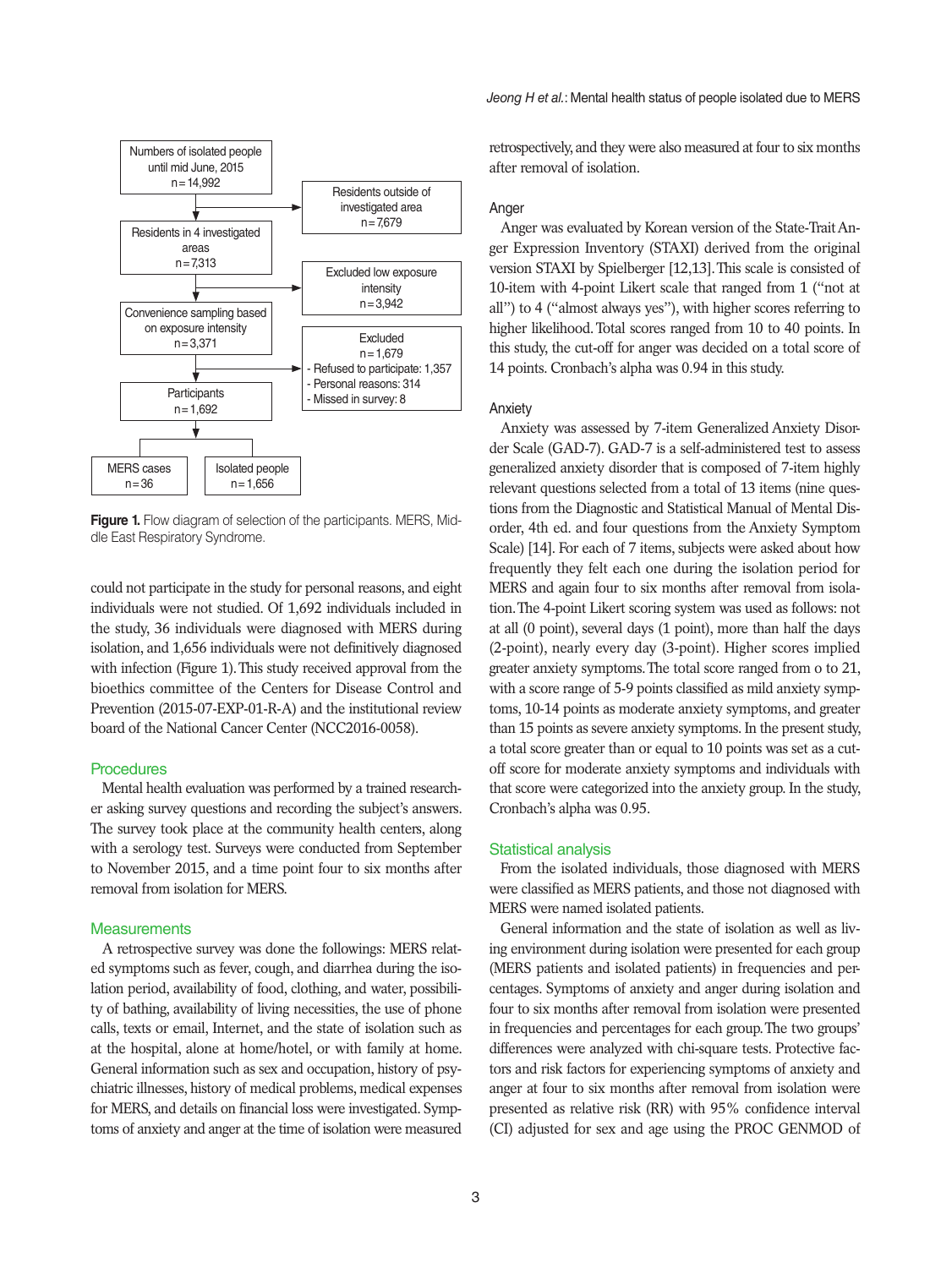Numbers of isolated people until mid June, 2015
n=14,992

Residents outside of investigated area
n=7,679

Residents in 4 investigated areas
n=7,313

Excluded low exposure intensity
n=3,942

Convenience sampling based on exposure intensity
n=3,371

Excluded
n=1,679
- Refused to participate: 1,357
- Personal reasons: 314
- Missed in survey: 8

Participants
n=1,692

MERS cases
n=36

Isolated people
n=1,656

**Figure 1.** Flow diagram of selection of the participants. MERS, Middle East Respiratory Syndrome.

could not participate in the study for personal reasons, and eight individuals were not studied. Of 1,692 individuals included in the study, 36 individuals were diagnosed with MERS during isolation, and 1,656 individuals were not definitively diagnosed with infection (Figure 1). This study received approval from the bioethics committee of the Centers for Disease Control and Prevention (2015-07-EXP-01-R-A) and the institutional review board of the National Cancer Center (NCC2016-0058).

## Procedures

Mental health evaluation was performed by a trained researcher asking survey questions and recording the subject's answers. The survey took place at the community health centers, along with a serology test. Surveys were conducted from September to November 2015, and a time point four to six months after removal from isolation for MERS.

## Measurements

A retrospective survey was done the followings: MERS related symptoms such as fever, cough, and diarrhea during the isolation period, availability of food, clothing, and water, possibility of bathing, availability of living necessities, the use of phone calls, texts or email, Internet, and the state of isolation such as at the hospital, alone at home/hotel, or with family at home. General information such as sex and occupation, history of psychiatric illnesses, history of medical problems, medical expenses for MERS, and details on financial loss were investigated. Symptoms of anxiety and anger at the time of isolation were measured retrospectively, and they were also measured at four to six months after removal of isolation.

### Anger

Anger was evaluated by Korean version of the State-Trait Anger Expression Inventory (STAXI) derived from the original version STAXI by Spielberger [12,13]. This scale is consisted of 10-item with 4-point Likert scale that ranged from 1 ("not at all") to 4 ("almost always yes"), with higher scores referring to higher likelihood. Total scores ranged from 10 to 40 points. In this study, the cut-off for anger was decided on a total score of 14 points. Cronbach's alpha was 0.94 in this study.

### Anxiety

Anxiety was assessed by 7-item Generalized Anxiety Disorder Scale (GAD-7). GAD-7 is a self-administered test to assess generalized anxiety disorder that is composed of 7-item highly relevant questions selected from a total of 13 items (nine questions from the Diagnostic and Statistical Manual of Mental Disorder, 4th ed. and four questions from the Anxiety Symptom Scale) [14]. For each of 7 items, subjects were asked about how frequently they felt each one during the isolation period for MERS and again four to six months after removal from isolation. The 4-point Likert scoring system was used as follows: not at all (0 point), several days (1 point), more than half the days (2-point), nearly every day (3-point). Higher scores implied greater anxiety symptoms. The total score ranged from o to 21, with a score range of 5-9 points classified as mild anxiety symptoms, 10-14 points as moderate anxiety symptoms, and greater than 15 points as severe anxiety symptoms. In the present study, a total score greater than or equal to 10 points was set as a cut-off score for moderate anxiety symptoms and individuals with that score were categorized into the anxiety group. In the study, Cronbach's alpha was 0.95.

## Statistical analysis

From the isolated individuals, those diagnosed with MERS were classified as MERS patients, and those not diagnosed with MERS were named isolated patients.

General information and the state of isolation as well as living environment during isolation were presented for each group (MERS patients and isolated patients) in frequencies and percentages. Symptoms of anxiety and anger during isolation and four to six months after removal from isolation were presented in frequencies and percentages for each group. The two groups' differences were analyzed with chi-square tests. Protective factors and risk factors for experiencing symptoms of anxiety and anger at four to six months after removal from isolation were presented as relative risk (RR) with 95% confidence interval (CI) adjusted for sex and age using the PROC GENMOD of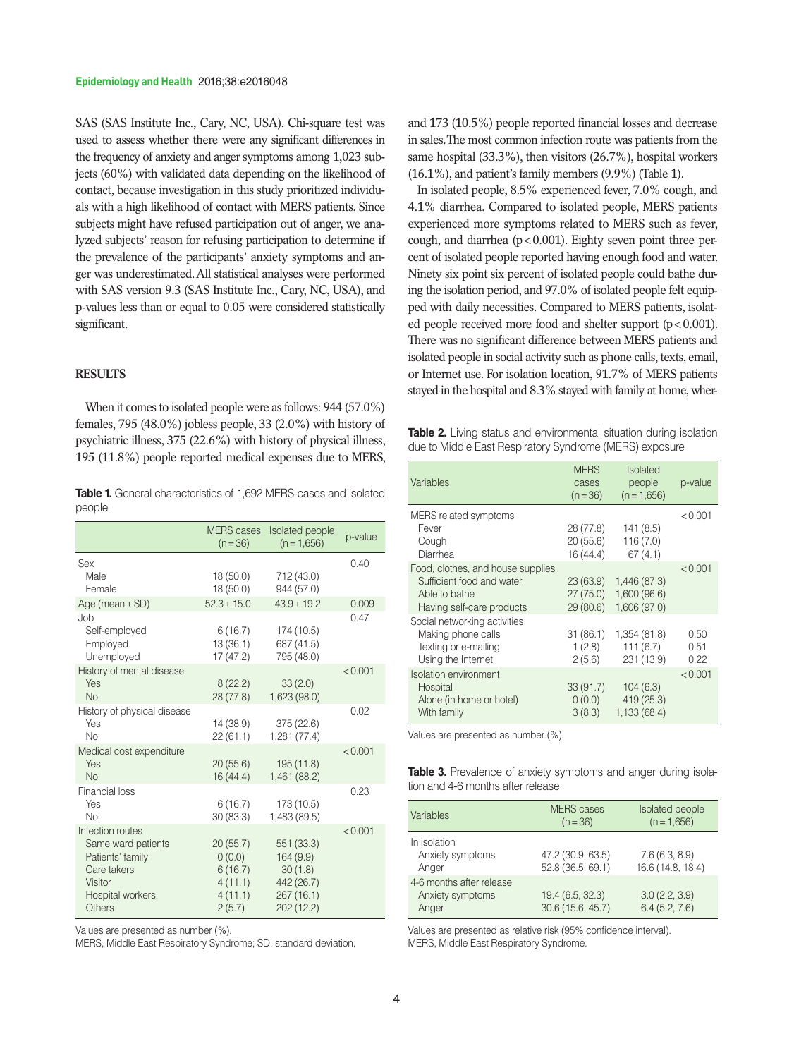SAS (SAS Institute Inc., Cary, NC, USA). Chi-square test was used to assess whether there were any significant differences in the frequency of anxiety and anger symptoms among 1,023 subjects (60%) with validated data depending on the likelihood of contact, because investigation in this study prioritized individuals with a high likelihood of contact with MERS patients. Since subjects might have refused participation out of anger, we analyzed subjects' reason for refusing participation to determine if the prevalence of the participants' anxiety symptoms and anger was underestimated. All statistical analyses were performed with SAS version 9.3 (SAS Institute Inc., Cary, NC, USA), and p-values less than or equal to 0.05 were considered statistically significant.

## RESULTS

When it comes to isolated people were as follows: 944 (57.0%) females, 795 (48.0%) jobless people, 33 (2.0%) with history of psychiatric illness, 375 (22.6%) with history of physical illness, 195 (11.8%) people reported medical expenses due to MERS, and 173 (10.5%) people reported financial losses and decrease in sales. The most common infection route was patients from the same hospital (33.3%), then visitors (26.7%), hospital workers (16.1%), and patient's family members (9.9%) (Table 1).

In isolated people, 8.5% experienced fever, 7.0% cough, and 4.1% diarrhea. Compared to isolated people, MERS patients experienced more symptoms related to MERS such as fever, cough, and diarrhea ($p<0.001$). Eighty seven point three percent of isolated people reported having enough food and water. Ninety six point six percent of isolated people could bathe during the isolation period, and 97.0% of isolated people felt equipped with daily necessities. Compared to MERS patients, isolated people received more food and shelter support ($p<0.001$). There was no significant difference between MERS patients and isolated people in social activity such as phone calls, texts, email, or Internet use. For isolation location, 91.7% of MERS patients stayed in the hospital and 8.3% stayed with family at home, wher-

**Table 1.** General characteristics of 1,692 MERS-cases and isolated people

| | MERS cases (n=36) | Isolated people (n=1,656) | p-value |
|---|---|---|---|
| Sex | | | 0.40 |
| Male | 18 (50.0) | 712 (43.0) | |
| Female | 18 (50.0) | 944 (57.0) | |
| Age (mean ± SD) | 52.3 ± 15.0 | 43.9 ± 19.2 | 0.009 |
| Job | | | 0.47 |
| Self-employed | 6 (16.7) | 174 (10.5) | |
| Employed | 13 (36.1) | 687 (41.5) | |
| Unemployed | 17 (47.2) | 795 (48.0) | |
| History of mental disease | | | <0.001 |
| Yes | 8 (22.2) | 33 (2.0) | |
| No | 28 (77.8) | 1,623 (98.0) | |
| History of physical disease | | | 0.02 |
| Yes | 14 (38.9) | 375 (22.6) | |
| No | 22 (61.1) | 1,281 (77.4) | |
| Medical cost expenditure | | | <0.001 |
| Yes | 20 (55.6) | 195 (11.8) | |
| No | 16 (44.4) | 1,461 (88.2) | |
| Financial loss | | | 0.23 |
| Yes | 6 (16.7) | 173 (10.5) | |
| No | 30 (83.3) | 1,483 (89.5) | |
| Infection routes | | | <0.001 |
| Same ward patients | 20 (55.7) | 551 (33.3) | |
| Patients' family | 0 (0.0) | 164 (9.9) | |
| Care takers | 6 (16.7) | 30 (1.8) | |
| Visitor | 4 (11.1) | 442 (26.7) | |
| Hospital workers | 4 (11.1) | 267 (16.1) | |
| Others | 2 (5.7) | 202 (12.2) | |

Values are presented as number (%).
MERS, Middle East Respiratory Syndrome; SD, standard deviation.

**Table 2.** Living status and environmental situation during isolation due to Middle East Respiratory Syndrome (MERS) exposure

| Variables | MERS cases (n=36) | Isolated people (n=1,656) | p-value |
|---|---|---|---|
| MERS related symptoms | | | <0.001 |
| Fever | 28 (77.8) | 141 (8.5) | |
| Cough | 20 (55.6) | 116 (7.0) | |
| Diarrhea | 16 (44.4) | 67 (4.1) | |
| Food, clothes, and house supplies | | | <0.001 |
| Sufficient food and water | 23 (63.9) | 1,446 (87.3) | |
| Able to bathe | 27 (75.0) | 1,600 (96.6) | |
| Having self-care products | 29 (80.6) | 1,606 (97.0) | |
| Social networking activities | | | |
| Making phone calls | 31 (86.1) | 1,354 (81.8) | 0.50 |
| Texting or e-mailing | 1 (2.8) | 111 (6.7) | 0.51 |
| Using the Internet | 2 (5.6) | 231 (13.9) | 0.22 |
| Isolation environment | | | <0.001 |
| Hospital | 33 (91.7) | 104 (6.3) | |
| Alone (in home or hotel) | 0 (0.0) | 419 (25.3) | |
| With family | 3 (8.3) | 1,133 (68.4) | |

Values are presented as number (%).

**Table 3.** Prevalence of anxiety symptoms and anger during isolation and 4-6 months after release

| Variables | MERS cases (n=36) | Isolated people (n=1,656) |
|---|---|---|
| In isolation | | |
| Anxiety symptoms | 47.2 (30.9, 63.5) | 7.6 (6.3, 8.9) |
| Anger | 52.8 (36.5, 69.1) | 16.6 (14.8, 18.4) |
| 4-6 months after release | | |
| Anxiety symptoms | 19.4 (6.5, 32.3) | 3.0 (2.2, 3.9) |
| Anger | 30.6 (15.6, 45.7) | 6.4 (5.2, 7.6) |

Values are presented as relative risk (95% confidence interval).
MERS, Middle East Respiratory Syndrome.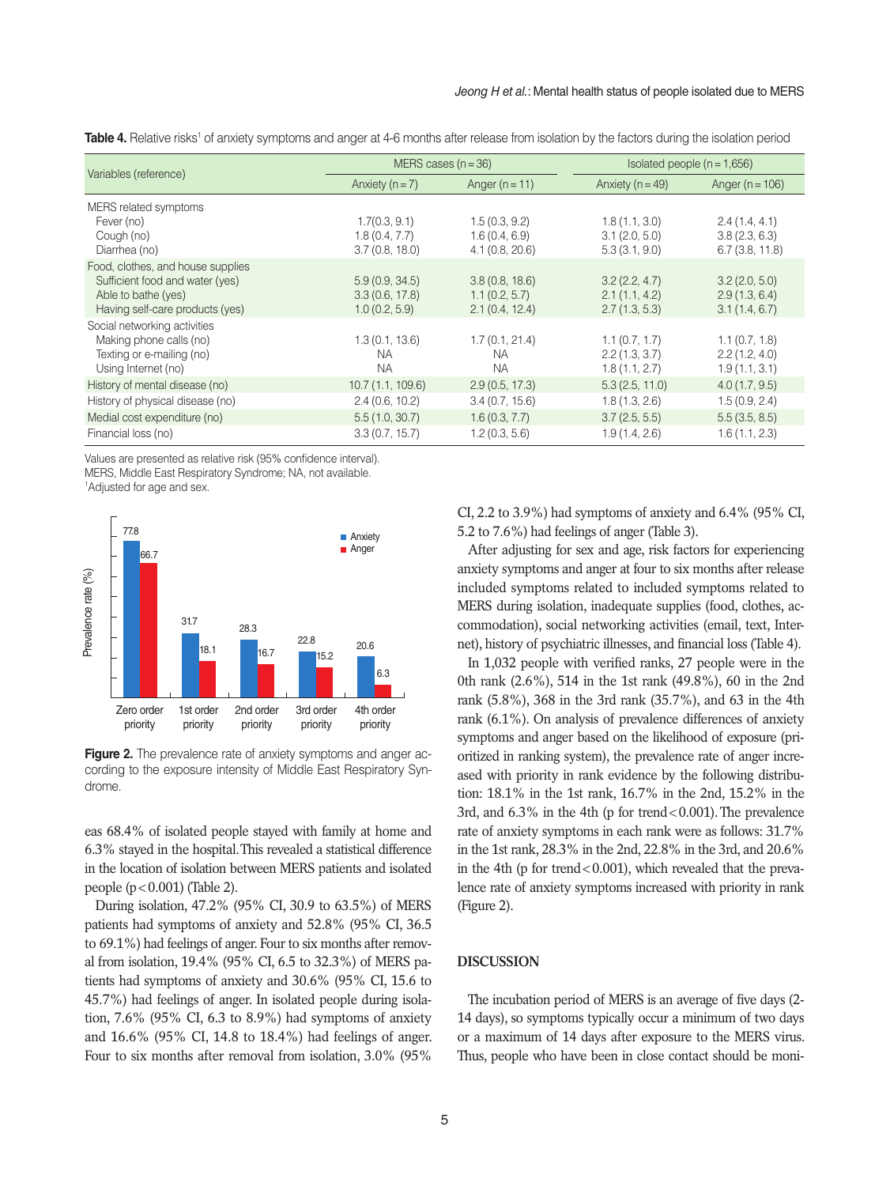**Table 4.** Relative risks[1] of anxiety symptoms and anger at 4-6 months after release from isolation by the factors during the isolation period

| Variables (reference) | MERS cases (n = 36) | | Isolated people (n = 1,656) | |
|---|---|---|---|---|
| | Anxiety (n = 7) | Anger (n = 11) | Anxiety (n = 49) | Anger (n = 106) |
| MERS related symptoms | | | | |
| Fever (no) | 1.7(0.3, 9.1) | 1.5 (0.3, 9.2) | 1.8 (1.1, 3.0) | 2.4 (1.4, 4.1) |
| Cough (no) | 1.8 (0.4, 7.7) | 1.6 (0.4, 6.9) | 3.1 (2.0, 5.0) | 3.8 (2.3, 6.3) |
| Diarrhea (no) | 3.7 (0.8, 18.0) | 4.1 (0.8, 20.6) | 5.3 (3.1, 9.0) | 6.7 (3.8, 11.8) |
| Food, clothes, and house supplies | | | | |
| Sufficient food and water (yes) | 5.9 (0.9, 34.5) | 3.8 (0.8, 18.6) | 3.2 (2.2, 4.7) | 3.2 (2.0, 5.0) |
| Able to bathe (yes) | 3.3 (0.6, 17.8) | 1.1 (0.2, 5.7) | 2.1 (1.1, 4.2) | 2.9 (1.3, 6.4) |
| Having self-care products (yes) | 1.0 (0.2, 5.9) | 2.1 (0.4, 12.4) | 2.7 (1.3, 5.3) | 3.1 (1.4, 6.7) |
| Social networking activities | | | | |
| Making phone calls (no) | 1.3 (0.1, 13.6) | 1.7 (0.1, 21.4) | 1.1 (0.7, 1.7) | 1.1 (0.7, 1.8) |
| Texting or e-mailing (no) | NA | NA | 2.2 (1.3, 3.7) | 2.2 (1.2, 4.0) |
| Using Internet (no) | NA | NA | 1.8 (1.1, 2.7) | 1.9 (1.1, 3.1) |
| History of mental disease (no) | 10.7 (1.1, 109.6) | 2.9 (0.5, 17.3) | 5.3 (2.5, 11.0) | 4.0 (1.7, 9.5) |
| History of physical disease (no) | 2.4 (0.6, 10.2) | 3.4 (0.7, 15.6) | 1.8 (1.3, 2.6) | 1.5 (0.9, 2.4) |
| Medial cost expenditure (no) | 5.5 (1.0, 30.7) | 1.6 (0.3, 7.7) | 3.7 (2.5, 5.5) | 5.5 (3.5, 8.5) |
| Financial loss (no) | 3.3 (0.7, 15.7) | 1.2 (0.3, 5.6) | 1.9 (1.4, 2.6) | 1.6 (1.1, 2.3) |

Values are presented as relative risk (95% confidence interval).
MERS, Middle East Respiratory Syndrome; NA, not available.
[1]Adjusted for age and sex.

**Figure 2.** The prevalence rate of anxiety symptoms and anger according to the exposure intensity of Middle East Respiratory Syndrome.

eas 68.4% of isolated people stayed with family at home and 6.3% stayed in the hospital. This revealed a statistical difference in the location of isolation between MERS patients and isolated people ($p < 0.001$) (Table 2).

During isolation, 47.2% (95% CI, 30.9 to 63.5%) of MERS patients had symptoms of anxiety and 52.8% (95% CI, 36.5 to 69.1%) had feelings of anger. Four to six months after removal from isolation, 19.4% (95% CI, 6.5 to 32.3%) of MERS patients had symptoms of anxiety and 30.6% (95% CI, 15.6 to 45.7%) had feelings of anger. In isolated people during isolation, 7.6% (95% CI, 6.3 to 8.9%) had symptoms of anxiety and 16.6% (95% CI, 14.8 to 18.4%) had feelings of anger. Four to six months after removal from isolation, 3.0% (95% CI, 2.2 to 3.9%) had symptoms of anxiety and 6.4% (95% CI, 5.2 to 7.6%) had feelings of anger (Table 3).

After adjusting for sex and age, risk factors for experiencing anxiety symptoms and anger at four to six months after release included symptoms related to included symptoms related to MERS during isolation, inadequate supplies (food, clothes, accommodation), social networking activities (email, text, Internet), history of psychiatric illnesses, and financial loss (Table 4).

In 1,032 people with verified ranks, 27 people were in the 0th rank (2.6%), 514 in the 1st rank (49.8%), 60 in the 2nd rank (5.8%), 368 in the 3rd rank (35.7%), and 63 in the 4th rank (6.1%). On analysis of prevalence differences of anxiety symptoms and anger based on the likelihood of exposure (prioritized in ranking system), the prevalence rate of anger increased with priority in rank evidence by the following distribution: 18.1% in the 1st rank, 16.7% in the 2nd, 15.2% in the 3rd, and 6.3% in the 4th (p for trend < 0.001). The prevalence rate of anxiety symptoms in each rank were as follows: 31.7% in the 1st rank, 28.3% in the 2nd, 22.8% in the 3rd, and 20.6% in the 4th (p for trend < 0.001), which revealed that the prevalence rate of anxiety symptoms increased with priority in rank (Figure 2).

## DISCUSSION

The incubation period of MERS is an average of five days (2-14 days), so symptoms typically occur a minimum of two days or a maximum of 14 days after exposure to the MERS virus. Thus, people who have been in close contact should be moni-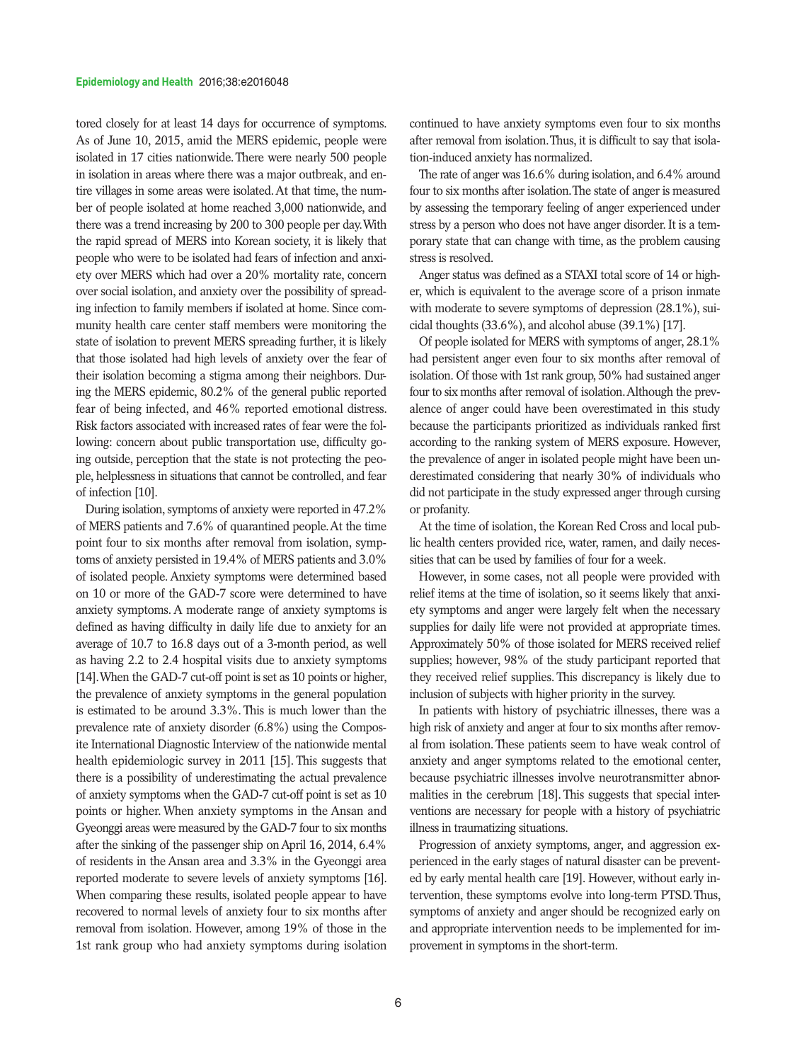tored closely for at least 14 days for occurrence of symptoms. As of June 10, 2015, amid the MERS epidemic, people were isolated in 17 cities nationwide. There were nearly 500 people in isolation in areas where there was a major outbreak, and entire villages in some areas were isolated. At that time, the number of people isolated at home reached 3,000 nationwide, and there was a trend increasing by 200 to 300 people per day. With the rapid spread of MERS into Korean society, it is likely that people who were to be isolated had fears of infection and anxiety over MERS which had over a 20% mortality rate, concern over social isolation, and anxiety over the possibility of spreading infection to family members if isolated at home. Since community health care center staff members were monitoring the state of isolation to prevent MERS spreading further, it is likely that those isolated had high levels of anxiety over the fear of their isolation becoming a stigma among their neighbors. During the MERS epidemic, 80.2% of the general public reported fear of being infected, and 46% reported emotional distress. Risk factors associated with increased rates of fear were the following: concern about public transportation use, difficulty going outside, perception that the state is not protecting the people, helplessness in situations that cannot be controlled, and fear of infection [10].

During isolation, symptoms of anxiety were reported in 47.2% of MERS patients and 7.6% of quarantined people. At the time point four to six months after removal from isolation, symptoms of anxiety persisted in 19.4% of MERS patients and 3.0% of isolated people. Anxiety symptoms were determined based on 10 or more of the GAD-7 score were determined to have anxiety symptoms. A moderate range of anxiety symptoms is defined as having difficulty in daily life due to anxiety for an average of 10.7 to 16.8 days out of a 3-month period, as well as having 2.2 to 2.4 hospital visits due to anxiety symptoms [14]. When the GAD-7 cut-off point is set as 10 points or higher, the prevalence of anxiety symptoms in the general population is estimated to be around 3.3%. This is much lower than the prevalence rate of anxiety disorder (6.8%) using the Composite International Diagnostic Interview of the nationwide mental health epidemiologic survey in 2011 [15]. This suggests that there is a possibility of underestimating the actual prevalence of anxiety symptoms when the GAD-7 cut-off point is set as 10 points or higher. When anxiety symptoms in the Ansan and Gyeonggi areas were measured by the GAD-7 four to six months after the sinking of the passenger ship on April 16, 2014, 6.4% of residents in the Ansan area and 3.3% in the Gyeonggi area reported moderate to severe levels of anxiety symptoms [16]. When comparing these results, isolated people appear to have recovered to normal levels of anxiety four to six months after removal from isolation. However, among 19% of those in the 1st rank group who had anxiety symptoms during isolation continued to have anxiety symptoms even four to six months after removal from isolation. Thus, it is difficult to say that isolation-induced anxiety has normalized.

The rate of anger was 16.6% during isolation, and 6.4% around four to six months after isolation. The state of anger is measured by assessing the temporary feeling of anger experienced under stress by a person who does not have anger disorder. It is a temporary state that can change with time, as the problem causing stress is resolved.

Anger status was defined as a STAXI total score of 14 or higher, which is equivalent to the average score of a prison inmate with moderate to severe symptoms of depression (28.1%), suicidal thoughts (33.6%), and alcohol abuse (39.1%) [17].

Of people isolated for MERS with symptoms of anger, 28.1% had persistent anger even four to six months after removal of isolation. Of those with 1st rank group, 50% had sustained anger four to six months after removal of isolation. Although the prevalence of anger could have been overestimated in this study because the participants prioritized as individuals ranked first according to the ranking system of MERS exposure. However, the prevalence of anger in isolated people might have been underestimated considering that nearly 30% of individuals who did not participate in the study expressed anger through cursing or profanity.

At the time of isolation, the Korean Red Cross and local public health centers provided rice, water, ramen, and daily necessities that can be used by families of four for a week.

However, in some cases, not all people were provided with relief items at the time of isolation, so it seems likely that anxiety symptoms and anger were largely felt when the necessary supplies for daily life were not provided at appropriate times. Approximately 50% of those isolated for MERS received relief supplies; however, 98% of the study participant reported that they received relief supplies. This discrepancy is likely due to inclusion of subjects with higher priority in the survey.

In patients with history of psychiatric illnesses, there was a high risk of anxiety and anger at four to six months after removal from isolation. These patients seem to have weak control of anxiety and anger symptoms related to the emotional center, because psychiatric illnesses involve neurotransmitter abnormalities in the cerebrum [18]. This suggests that special interventions are necessary for people with a history of psychiatric illness in traumatizing situations.

Progression of anxiety symptoms, anger, and aggression experienced in the early stages of natural disaster can be prevented by early mental health care [19]. However, without early intervention, these symptoms evolve into long-term PTSD. Thus, symptoms of anxiety and anger should be recognized early on and appropriate intervention needs to be implemented for improvement in symptoms in the short-term.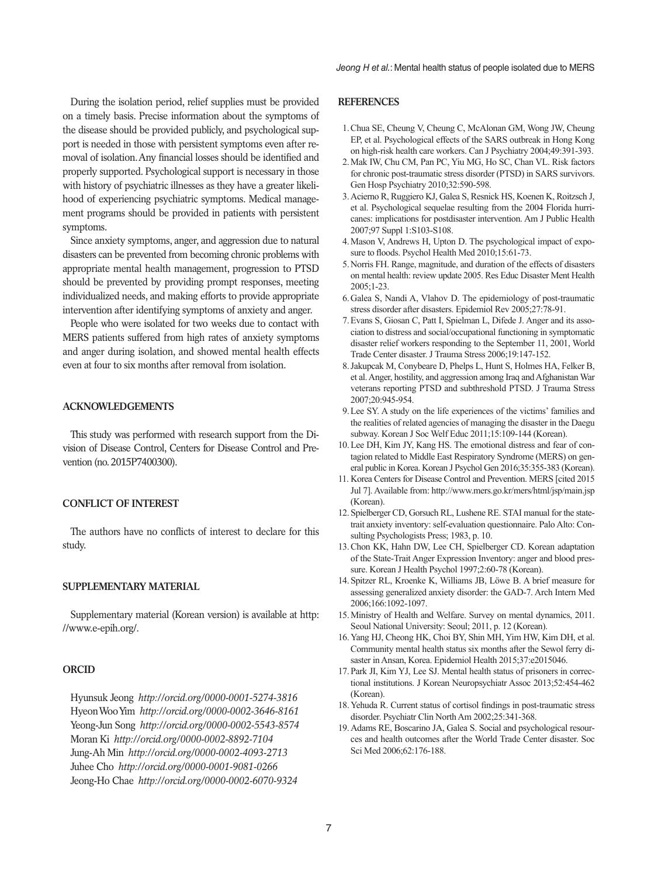During the isolation period, relief supplies must be provided on a timely basis. Precise information about the symptoms of the disease should be provided publicly, and psychological support is needed in those with persistent symptoms even after removal of isolation. Any financial losses should be identified and properly supported. Psychological support is necessary in those with history of psychiatric illnesses as they have a greater likelihood of experiencing psychiatric symptoms. Medical management programs should be provided in patients with persistent symptoms.

Since anxiety symptoms, anger, and aggression due to natural disasters can be prevented from becoming chronic problems with appropriate mental health management, progression to PTSD should be prevented by providing prompt responses, meeting individualized needs, and making efforts to provide appropriate intervention after identifying symptoms of anxiety and anger.

People who were isolated for two weeks due to contact with MERS patients suffered from high rates of anxiety symptoms and anger during isolation, and showed mental health effects even at four to six months after removal from isolation.

## ACKNOWLEDGEMENTS

This study was performed with research support from the Division of Disease Control, Centers for Disease Control and Prevention (no. 2015P7400300).

## CONFLICT OF INTEREST

The authors have no conflicts of interest to declare for this study.

## SUPPLEMENTARY MATERIAL

Supplementary material (Korean version) is available at http://www.e-epih.org/.

## ORCID

Hyunsuk Jeong *http://orcid.org/0000-0001-5274-3816*
Hyeon Woo Yim *http://orcid.org/0000-0002-3646-8161*
Yeong-Jun Song *http://orcid.org/0000-0002-5543-8574*
Moran Ki *http://orcid.org/0000-0002-8892-7104*
Jung-Ah Min *http://orcid.org/0000-0002-4093-2713*
Juhee Cho *http://orcid.org/0000-0001-9081-0266*
Jeong-Ho Chae *http://orcid.org/0000-0002-6070-9324*

## REFERENCES

1. Chua SE, Cheung V, Cheung C, McAlonan GM, Wong JW, Cheung EP, et al. Psychological effects of the SARS outbreak in Hong Kong on high-risk health care workers. Can J Psychiatry 2004;49:391-393.
2. Mak IW, Chu CM, Pan PC, Yiu MG, Ho SC, Chan VL. Risk factors for chronic post-traumatic stress disorder (PTSD) in SARS survivors. Gen Hosp Psychiatry 2010;32:590-598.
3. Acierno R, Ruggiero KJ, Galea S, Resnick HS, Koenen K, Roitzsch J, et al. Psychological sequelae resulting from the 2004 Florida hurricanes: implications for postdisaster intervention. Am J Public Health 2007;97 Suppl 1:S103-S108.
4. Mason V, Andrews H, Upton D. The psychological impact of exposure to floods. Psychol Health Med 2010;15:61-73.
5. Norris FH. Range, magnitude, and duration of the effects of disasters on mental health: review update 2005. Res Educ Disaster Ment Health 2005;1-23.
6. Galea S, Nandi A, Vlahov D. The epidemiology of post-traumatic stress disorder after disasters. Epidemiol Rev 2005;27:78-91.
7. Evans S, Giosan C, Patt I, Spielman L, Difede J. Anger and its association to distress and social/occupational functioning in symptomatic disaster relief workers responding to the September 11, 2001, World Trade Center disaster. J Trauma Stress 2006;19:147-152.
8. Jakupcak M, Conybeare D, Phelps L, Hunt S, Holmes HA, Felker B, et al. Anger, hostility, and aggression among Iraq and Afghanistan War veterans reporting PTSD and subthreshold PTSD. J Trauma Stress 2007;20:945-954.
9. Lee SY. A study on the life experiences of the victims' families and the realities of related agencies of managing the disaster in the Daegu subway. Korean J Soc Welf Educ 2011;15:109-144 (Korean).
10. Lee DH, Kim JY, Kang HS. The emotional distress and fear of contagion related to Middle East Respiratory Syndrome (MERS) on general public in Korea. Korean J Psychol Gen 2016;35:355-383 (Korean).
11. Korea Centers for Disease Control and Prevention. MERS [cited 2015 Jul 7]. Available from: http://www.mers.go.kr/mers/html/jsp/main.jsp (Korean).
12. Spielberger CD, Gorsuch RL, Lushene RE. STAI manual for the state-trait anxiety inventory: self-evaluation questionnaire. Palo Alto: Consulting Psychologists Press; 1983, p. 10.
13. Chon KK, Hahn DW, Lee CH, Spielberger CD. Korean adaptation of the State-Trait Anger Expression Inventory: anger and blood pressure. Korean J Health Psychol 1997;2:60-78 (Korean).
14. Spitzer RL, Kroenke K, Williams JB, Löwe B. A brief measure for assessing generalized anxiety disorder: the GAD-7. Arch Intern Med 2006;166:1092-1097.
15. Ministry of Health and Welfare. Survey on mental dynamics, 2011. Seoul National University: Seoul; 2011, p. 12 (Korean).
16. Yang HJ, Cheong HK, Choi BY, Shin MH, Yim HW, Kim DH, et al. Community mental health status six months after the Sewol ferry disaster in Ansan, Korea. Epidemiol Health 2015;37:e2015046.
17. Park JI, Kim YJ, Lee SJ. Mental health status of prisoners in correctional institutions. J Korean Neuropsychiatr Assoc 2013;52:454-462 (Korean).
18. Yehuda R. Current status of cortisol findings in post-traumatic stress disorder. Psychiatr Clin North Am 2002;25:341-368.
19. Adams RE, Boscarino JA, Galea S. Social and psychological resources and health outcomes after the World Trade Center disaster. Soc Sci Med 2006;62:176-188.